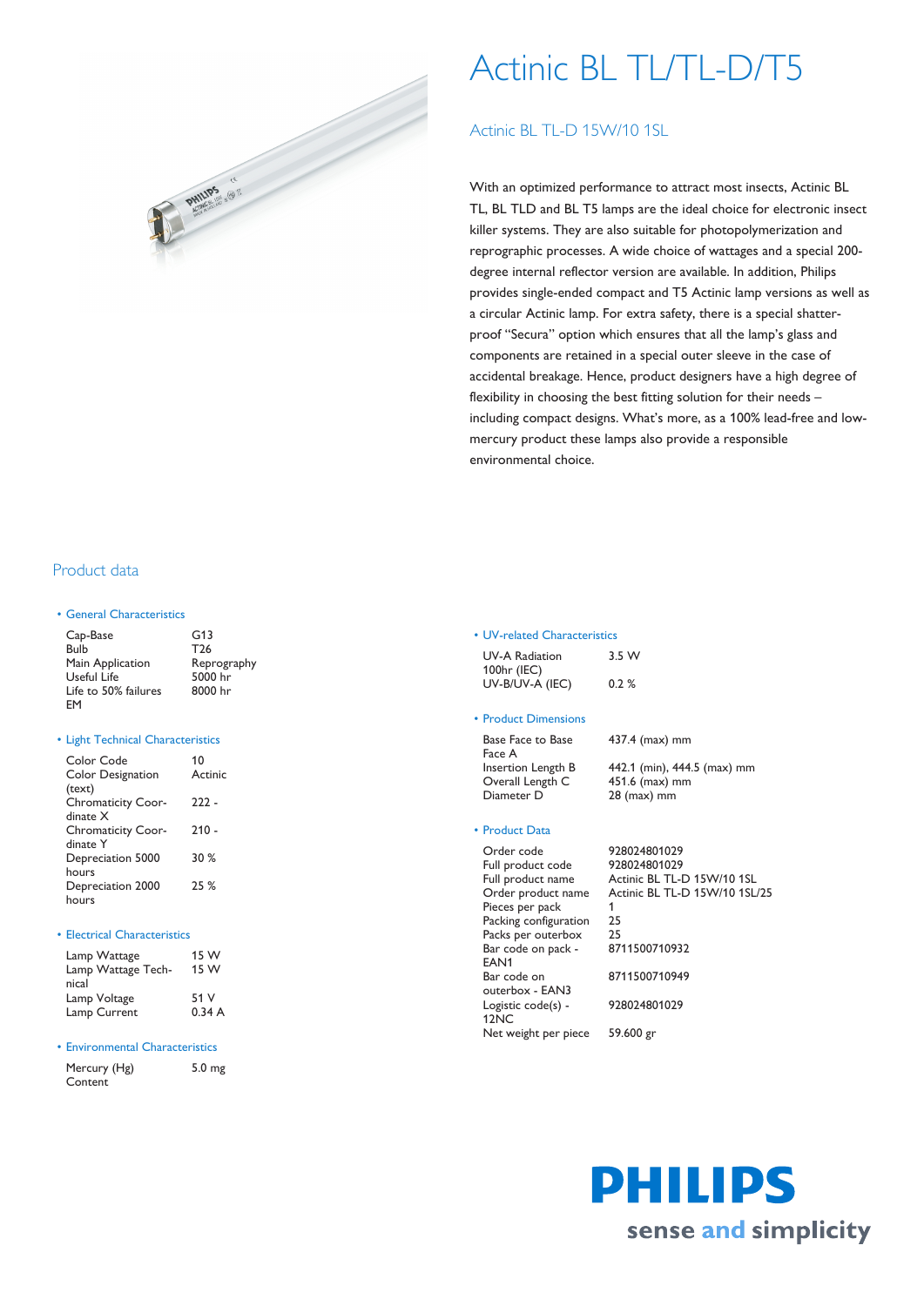# Actinic BL TL/TL-D/T5

## Actinic BL TL-D 15W/10 1SL

With an optimized performance to attract most insects, Actinic BL TL, BL TLD and BL T5 lamps are the ideal choice for electronic insect killer systems. They are also suitable for photopolymerization and reprographic processes. A wide choice of wattages and a special 200-degree internal reflector version are available. In addition, Philips provides single-ended compact and T5 Actinic lamp versions as well as a circular Actinic lamp. For extra safety, there is a special shatter-proof "Secura" option which ensures that all the lamp's glass and components are retained in a special outer sleeve in the case of accidental breakage. Hence, product designers have a high degree of flexibility in choosing the best fitting solution for their needs – including compact designs. What's more, as a 100% lead-free and low-mercury product these lamps also provide a responsible environmental choice.

## Product data

### • General Characteristics

| | |
|---|---|
| Cap-Base | G13 |
| Bulb | T26 |
| Main Application | Reprography |
| Useful Life | 5000 hr |
| Life to 50% failures EM | 8000 hr |

### • Light Technical Characteristics

| | |
|---|---|
| Color Code | 10 |
| Color Designation (text) | Actinic |
| Chromaticity Coordinate X | 222 - |
| Chromaticity Coordinate Y | 210 - |
| Depreciation 5000 hours | 30 % |
| Depreciation 2000 hours | 25 % |

### • Electrical Characteristics

| | |
|---|---|
| Lamp Wattage | 15 W |
| Lamp Wattage Technical | 15 W |
| Lamp Voltage | 51 V |
| Lamp Current | 0.34 A |

### • Environmental Characteristics

| | |
|---|---|
| Mercury (Hg) Content | 5.0 mg |

### • UV-related Characteristics

| | |
|---|---|
| UV-A Radiation 100hr (IEC) | 3.5 W |
| UV-B/UV-A (IEC) | 0.2 % |

### • Product Dimensions

| | |
|---|---|
| Base Face to Base Face A | 437.4 (max) mm |
| Insertion Length B | 442.1 (min), 444.5 (max) mm |
| Overall Length C | 451.6 (max) mm |
| Diameter D | 28 (max) mm |

### • Product Data

| | |
|---|---|
| Order code | 928024801029 |
| Full product code | 928024801029 |
| Full product name | Actinic BL TL-D 15W/10 1SL |
| Order product name | Actinic BL TL-D 15W/10 1SL/25 |
| Pieces per pack | 1 |
| Packing configuration | 25 |
| Packs per outerbox | 25 |
| Bar code on pack - EAN1 | 8711500710932 |
| Bar code on outerbox - EAN3 | 8711500710949 |
| Logistic code(s) - 12NC | 928024801029 |
| Net weight per piece | 59.600 gr |

**PHILIPS**
sense and simplicity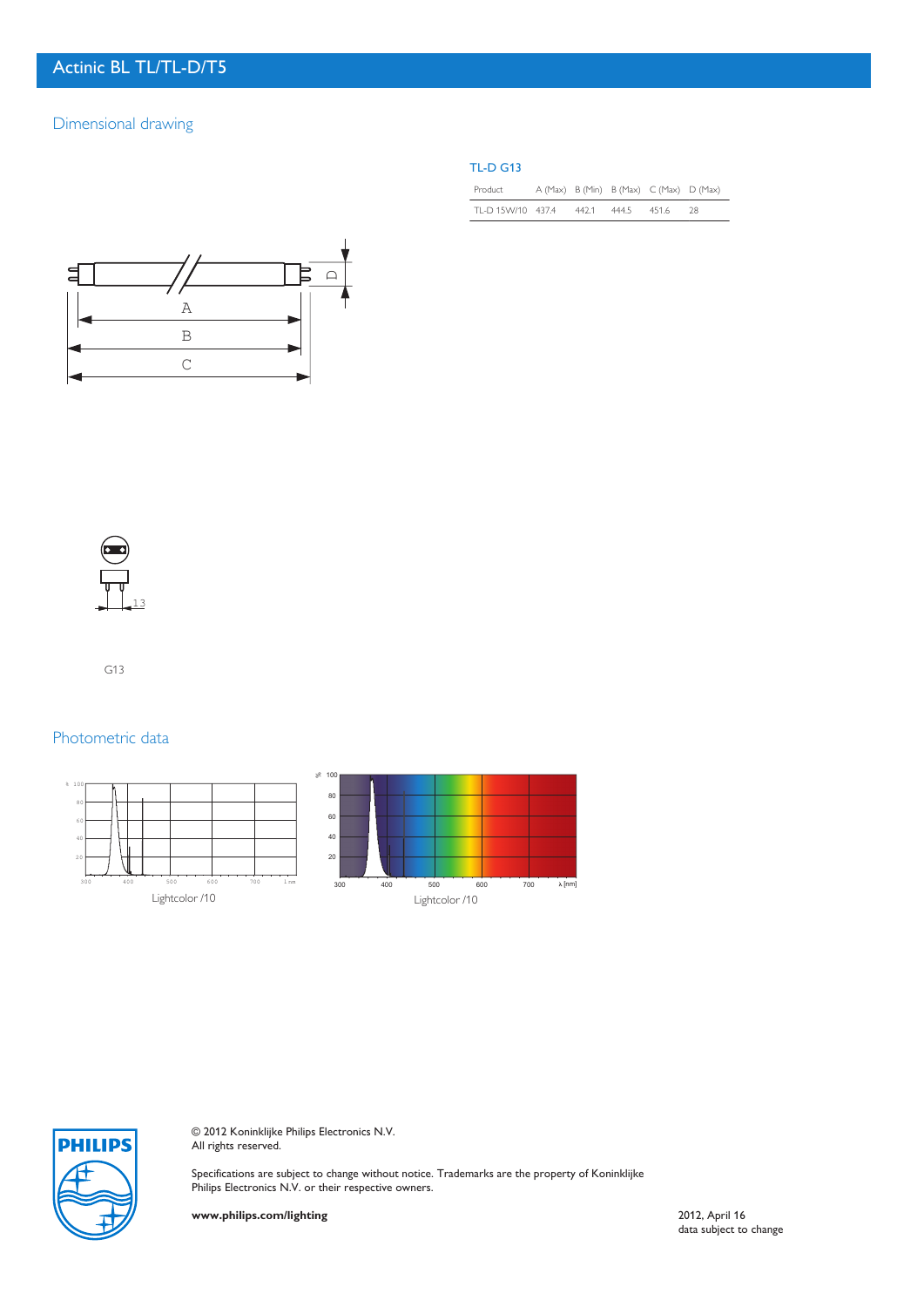# Actinic BL TL/TL-D/T5

## Dimensional drawing

### TL-D G13

| Product | A (Max) | B (Min) | B (Max) | C (Max) | D (Max) |
|---|---|---|---|---|---|
| TL-D 15W/10 | 437.4 | 442.1 | 444.5 | 451.6 | 28 |

D

A

B

C

13

G13

## Photometric data

% 100
80
60
40
20
300
400
500
600
700
λ nm

Lightcolor /10

% 100
80
60
40
20
300
400
500
600
700
λ [nm]

Lightcolor /10

© 2012 Koninklijke Philips Electronics N.V.
All rights reserved.

Specifications are subject to change without notice. Trademarks are the property of Koninklijke Philips Electronics N.V. or their respective owners.

**www.philips.com/lighting**

2012, April 16
data subject to change